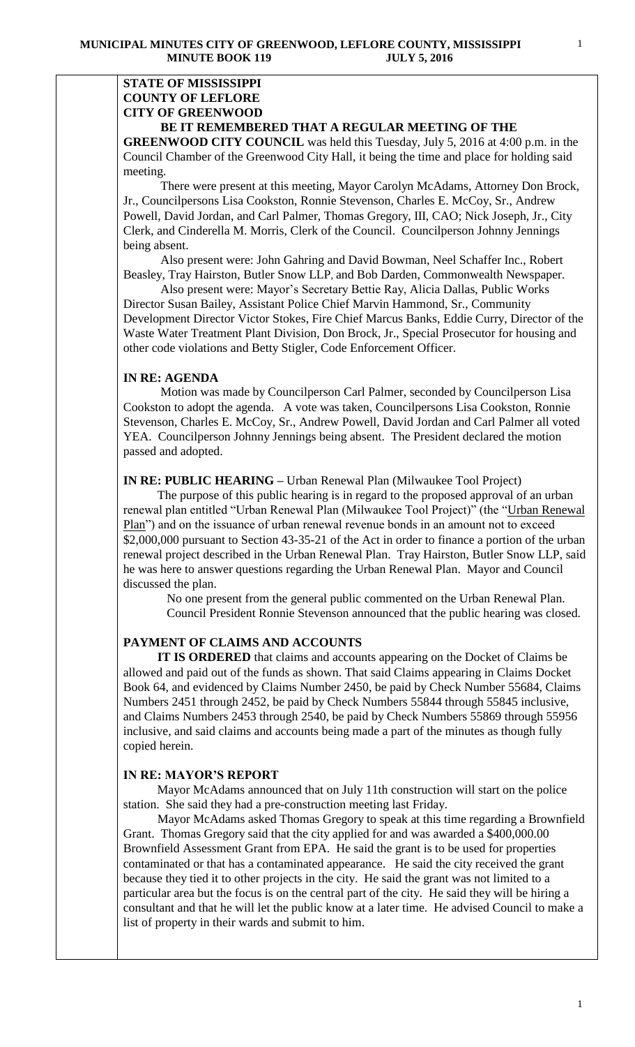**STATE OF MISSISSIPPI**
**COUNTY OF LEFLORE**
**CITY OF GREENWOOD**

**BE IT REMEMBERED THAT A REGULAR MEETING OF THE GREENWOOD CITY COUNCIL** was held this Tuesday, July 5, 2016 at 4:00 p.m. in the Council Chamber of the Greenwood City Hall, it being the time and place for holding said meeting.

There were present at this meeting, Mayor Carolyn McAdams, Attorney Don Brock, Jr., Councilpersons Lisa Cookston, Ronnie Stevenson, Charles E. McCoy, Sr., Andrew Powell, David Jordan, and Carl Palmer, Thomas Gregory, III, CAO; Nick Joseph, Jr., City Clerk, and Cinderella M. Morris, Clerk of the Council. Councilperson Johnny Jennings being absent.

Also present were: John Gahring and David Bowman, Neel Schaffer Inc., Robert Beasley, Tray Hairston, Butler Snow LLP, and Bob Darden, Commonwealth Newspaper.

Also present were: Mayor's Secretary Bettie Ray, Alicia Dallas, Public Works Director Susan Bailey, Assistant Police Chief Marvin Hammond, Sr., Community Development Director Victor Stokes, Fire Chief Marcus Banks, Eddie Curry, Director of the Waste Water Treatment Plant Division, Don Brock, Jr., Special Prosecutor for housing and other code violations and Betty Stigler, Code Enforcement Officer.

**IN RE: AGENDA**

Motion was made by Councilperson Carl Palmer, seconded by Councilperson Lisa Cookston to adopt the agenda. A vote was taken, Councilpersons Lisa Cookston, Ronnie Stevenson, Charles E. McCoy, Sr., Andrew Powell, David Jordan and Carl Palmer all voted YEA. Councilperson Johnny Jennings being absent. The President declared the motion passed and adopted.

**IN RE: PUBLIC HEARING –** Urban Renewal Plan (Milwaukee Tool Project)

The purpose of this public hearing is in regard to the proposed approval of an urban renewal plan entitled "Urban Renewal Plan (Milwaukee Tool Project)" (the "Urban Renewal Plan") and on the issuance of urban renewal revenue bonds in an amount not to exceed $2,000,000 pursuant to Section 43-35-21 of the Act in order to finance a portion of the urban renewal project described in the Urban Renewal Plan. Tray Hairston, Butler Snow LLP, said he was here to answer questions regarding the Urban Renewal Plan. Mayor and Council discussed the plan.

No one present from the general public commented on the Urban Renewal Plan.

Council President Ronnie Stevenson announced that the public hearing was closed.

**PAYMENT OF CLAIMS AND ACCOUNTS**

**IT IS ORDERED** that claims and accounts appearing on the Docket of Claims be allowed and paid out of the funds as shown. That said Claims appearing in Claims Docket Book 64, and evidenced by Claims Number 2450, be paid by Check Number 55684, Claims Numbers 2451 through 2452, be paid by Check Numbers 55844 through 55845 inclusive, and Claims Numbers 2453 through 2540, be paid by Check Numbers 55869 through 55956 inclusive, and said claims and accounts being made a part of the minutes as though fully copied herein.

**IN RE: MAYOR'S REPORT**

Mayor McAdams announced that on July 11th construction will start on the police station. She said they had a pre-construction meeting last Friday.

Mayor McAdams asked Thomas Gregory to speak at this time regarding a Brownfield Grant. Thomas Gregory said that the city applied for and was awarded a $400,000.00 Brownfield Assessment Grant from EPA. He said the grant is to be used for properties contaminated or that has a contaminated appearance. He said the city received the grant because they tied it to other projects in the city. He said the grant was not limited to a particular area but the focus is on the central part of the city. He said they will be hiring a consultant and that he will let the public know at a later time. He advised Council to make a list of property in their wards and submit to him.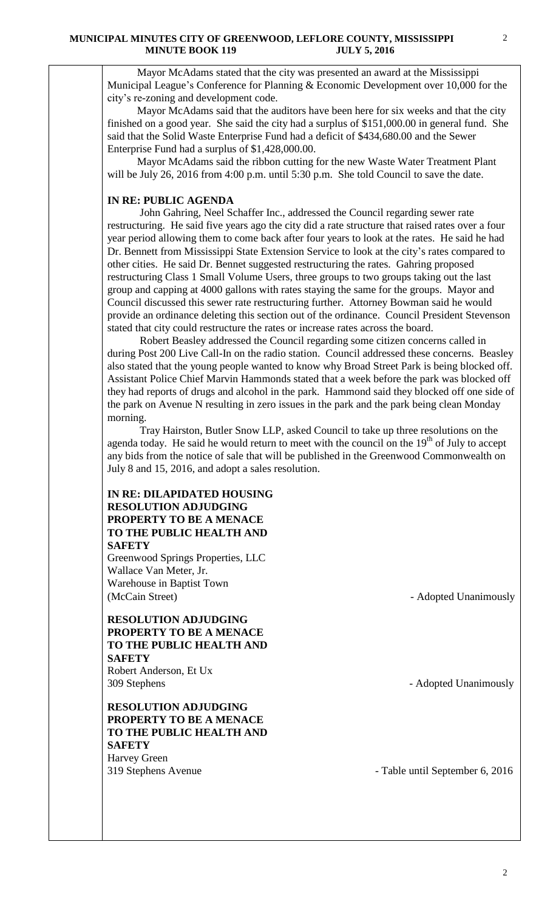Mayor McAdams stated that the city was presented an award at the Mississippi Municipal League's Conference for Planning & Economic Development over 10,000 for the city's re-zoning and development code.

Mayor McAdams said that the auditors have been here for six weeks and that the city finished on a good year. She said the city had a surplus of $151,000.00 in general fund. She said that the Solid Waste Enterprise Fund had a deficit of $434,680.00 and the Sewer Enterprise Fund had a surplus of $1,428,000.00.

Mayor McAdams said the ribbon cutting for the new Waste Water Treatment Plant will be July 26, 2016 from 4:00 p.m. until 5:30 p.m. She told Council to save the date.

**IN RE: PUBLIC AGENDA**

John Gahring, Neel Schaffer Inc., addressed the Council regarding sewer rate restructuring. He said five years ago the city did a rate structure that raised rates over a four year period allowing them to come back after four years to look at the rates. He said he had Dr. Bennett from Mississippi State Extension Service to look at the city's rates compared to other cities. He said Dr. Bennet suggested restructuring the rates. Gahring proposed restructuring Class 1 Small Volume Users, three groups to two groups taking out the last group and capping at 4000 gallons with rates staying the same for the groups. Mayor and Council discussed this sewer rate restructuring further. Attorney Bowman said he would provide an ordinance deleting this section out of the ordinance. Council President Stevenson stated that city could restructure the rates or increase rates across the board.

Robert Beasley addressed the Council regarding some citizen concerns called in during Post 200 Live Call-In on the radio station. Council addressed these concerns. Beasley also stated that the young people wanted to know why Broad Street Park is being blocked off. Assistant Police Chief Marvin Hammonds stated that a week before the park was blocked off they had reports of drugs and alcohol in the park. Hammond said they blocked off one side of the park on Avenue N resulting in zero issues in the park and the park being clean Monday morning.

Tray Hairston, Butler Snow LLP, asked Council to take up three resolutions on the agenda today. He said he would return to meet with the council on the 19th of July to accept any bids from the notice of sale that will be published in the Greenwood Commonwealth on July 8 and 15, 2016, and adopt a sales resolution.

**IN RE: DILAPIDATED HOUSING**
**RESOLUTION ADJUDGING PROPERTY TO BE A MENACE TO THE PUBLIC HEALTH AND SAFETY**
Greenwood Springs Properties, LLC
Wallace Van Meter, Jr.
Warehouse in Baptist Town
(McCain Street) - Adopted Unanimously

**RESOLUTION ADJUDGING PROPERTY TO BE A MENACE TO THE PUBLIC HEALTH AND SAFETY**
Robert Anderson, Et Ux
309 Stephens - Adopted Unanimously

**RESOLUTION ADJUDGING PROPERTY TO BE A MENACE TO THE PUBLIC HEALTH AND SAFETY**
Harvey Green
319 Stephens Avenue - Table until September 6, 2016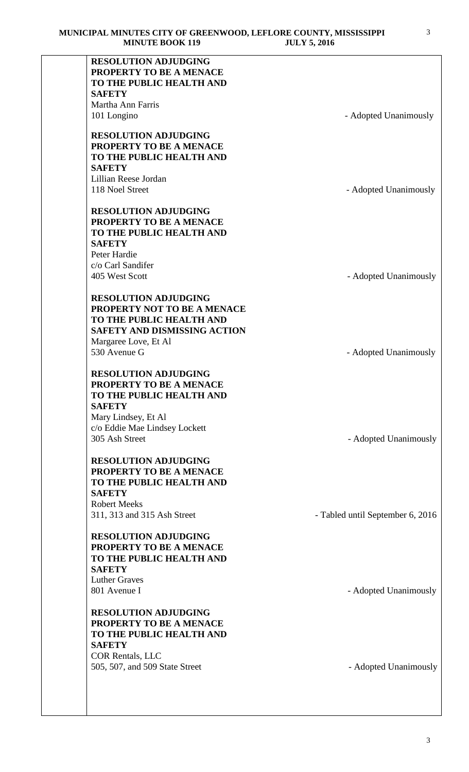**RESOLUTION ADJUDGING PROPERTY TO BE A MENACE TO THE PUBLIC HEALTH AND SAFETY**
Martha Ann Farris
101 Longino - Adopted Unanimously

**RESOLUTION ADJUDGING PROPERTY TO BE A MENACE TO THE PUBLIC HEALTH AND SAFETY**
Lillian Reese Jordan
118 Noel Street - Adopted Unanimously

**RESOLUTION ADJUDGING PROPERTY TO BE A MENACE TO THE PUBLIC HEALTH AND SAFETY**
Peter Hardie
c/o Carl Sandifer
405 West Scott - Adopted Unanimously

**RESOLUTION ADJUDGING PROPERTY NOT TO BE A MENACE TO THE PUBLIC HEALTH AND SAFETY AND DISMISSING ACTION**
Margaree Love, Et Al
530 Avenue G - Adopted Unanimously

**RESOLUTION ADJUDGING PROPERTY TO BE A MENACE TO THE PUBLIC HEALTH AND SAFETY**
Mary Lindsey, Et Al
c/o Eddie Mae Lindsey Lockett
305 Ash Street - Adopted Unanimously

**RESOLUTION ADJUDGING PROPERTY TO BE A MENACE TO THE PUBLIC HEALTH AND SAFETY**
Robert Meeks
311, 313 and 315 Ash Street - Tabled until September 6, 2016

**RESOLUTION ADJUDGING PROPERTY TO BE A MENACE TO THE PUBLIC HEALTH AND SAFETY**
Luther Graves
801 Avenue I - Adopted Unanimously

**RESOLUTION ADJUDGING PROPERTY TO BE A MENACE TO THE PUBLIC HEALTH AND SAFETY**
COR Rentals, LLC
505, 507, and 509 State Street - Adopted Unanimously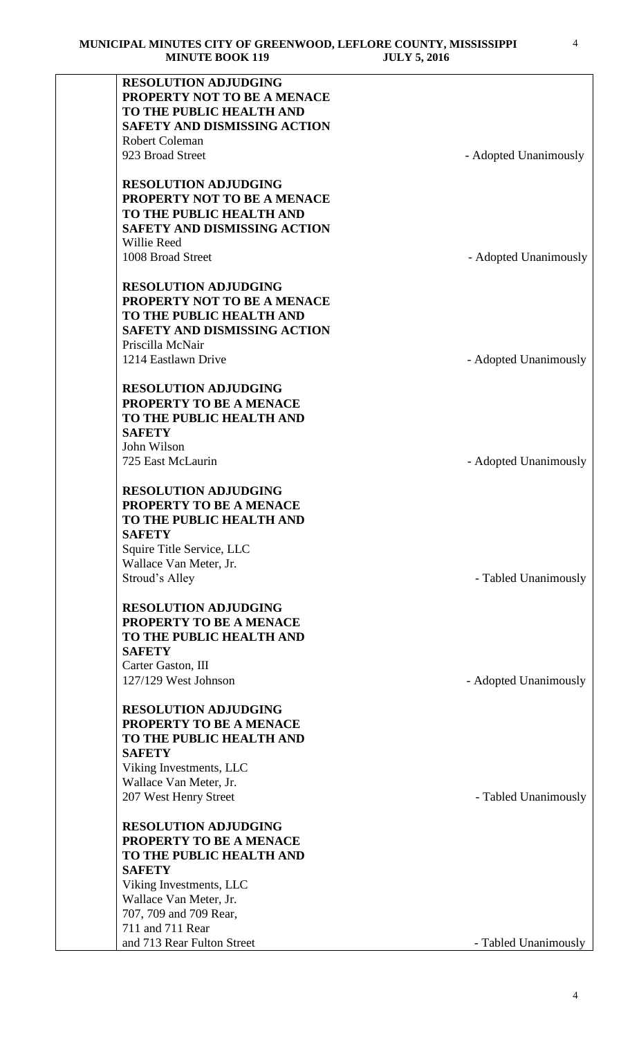**RESOLUTION ADJUDGING PROPERTY NOT TO BE A MENACE TO THE PUBLIC HEALTH AND SAFETY AND DISMISSING ACTION**
Robert Coleman
923 Broad Street - Adopted Unanimously

**RESOLUTION ADJUDGING PROPERTY NOT TO BE A MENACE TO THE PUBLIC HEALTH AND SAFETY AND DISMISSING ACTION**
Willie Reed
1008 Broad Street - Adopted Unanimously

**RESOLUTION ADJUDGING PROPERTY NOT TO BE A MENACE TO THE PUBLIC HEALTH AND SAFETY AND DISMISSING ACTION**
Priscilla McNair
1214 Eastlawn Drive - Adopted Unanimously

**RESOLUTION ADJUDGING PROPERTY TO BE A MENACE TO THE PUBLIC HEALTH AND SAFETY**
John Wilson
725 East McLaurin - Adopted Unanimously

**RESOLUTION ADJUDGING PROPERTY TO BE A MENACE TO THE PUBLIC HEALTH AND SAFETY**
Squire Title Service, LLC
Wallace Van Meter, Jr.
Stroud's Alley - Tabled Unanimously

**RESOLUTION ADJUDGING PROPERTY TO BE A MENACE TO THE PUBLIC HEALTH AND SAFETY**
Carter Gaston, III
127/129 West Johnson - Adopted Unanimously

**RESOLUTION ADJUDGING PROPERTY TO BE A MENACE TO THE PUBLIC HEALTH AND SAFETY**
Viking Investments, LLC
Wallace Van Meter, Jr.
207 West Henry Street - Tabled Unanimously

**RESOLUTION ADJUDGING PROPERTY TO BE A MENACE TO THE PUBLIC HEALTH AND SAFETY**
Viking Investments, LLC
Wallace Van Meter, Jr.
707, 709 and 709 Rear,
711 and 711 Rear
and 713 Rear Fulton Street - Tabled Unanimously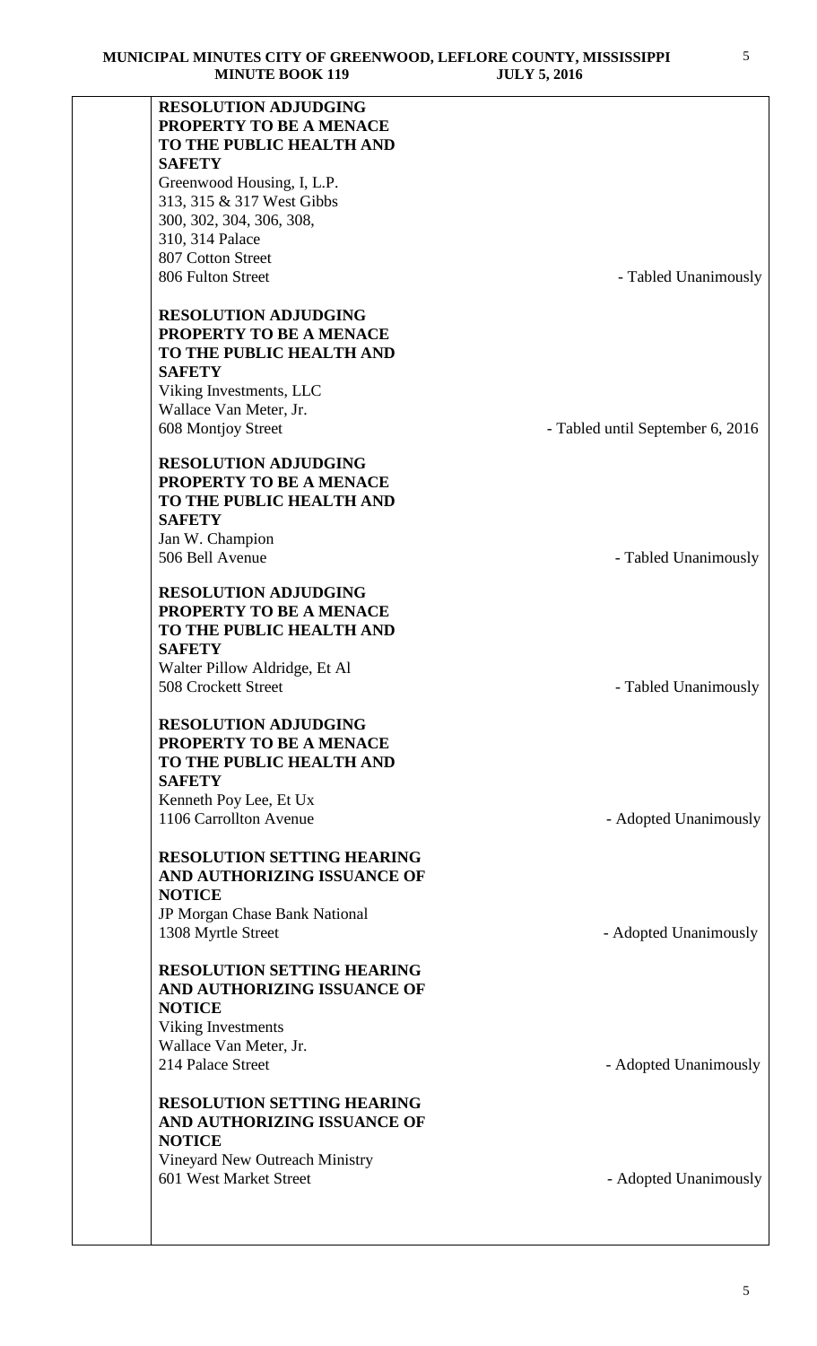**RESOLUTION ADJUDGING PROPERTY TO BE A MENACE TO THE PUBLIC HEALTH AND SAFETY**
Greenwood Housing, I, L.P.
313, 315 & 317 West Gibbs
300, 302, 304, 306, 308,
310, 314 Palace
807 Cotton Street
806 Fulton Street - Tabled Unanimously

**RESOLUTION ADJUDGING PROPERTY TO BE A MENACE TO THE PUBLIC HEALTH AND SAFETY**
Viking Investments, LLC
Wallace Van Meter, Jr.
608 Montjoy Street - Tabled until September 6, 2016

**RESOLUTION ADJUDGING PROPERTY TO BE A MENACE TO THE PUBLIC HEALTH AND SAFETY**
Jan W. Champion
506 Bell Avenue - Tabled Unanimously

**RESOLUTION ADJUDGING PROPERTY TO BE A MENACE TO THE PUBLIC HEALTH AND SAFETY**
Walter Pillow Aldridge, Et Al
508 Crockett Street - Tabled Unanimously

**RESOLUTION ADJUDGING PROPERTY TO BE A MENACE TO THE PUBLIC HEALTH AND SAFETY**
Kenneth Poy Lee, Et Ux
1106 Carrollton Avenue - Adopted Unanimously

**RESOLUTION SETTING HEARING AND AUTHORIZING ISSUANCE OF NOTICE**
JP Morgan Chase Bank National
1308 Myrtle Street - Adopted Unanimously

**RESOLUTION SETTING HEARING AND AUTHORIZING ISSUANCE OF NOTICE**
Viking Investments
Wallace Van Meter, Jr.
214 Palace Street - Adopted Unanimously

**RESOLUTION SETTING HEARING AND AUTHORIZING ISSUANCE OF NOTICE**
Vineyard New Outreach Ministry
601 West Market Street - Adopted Unanimously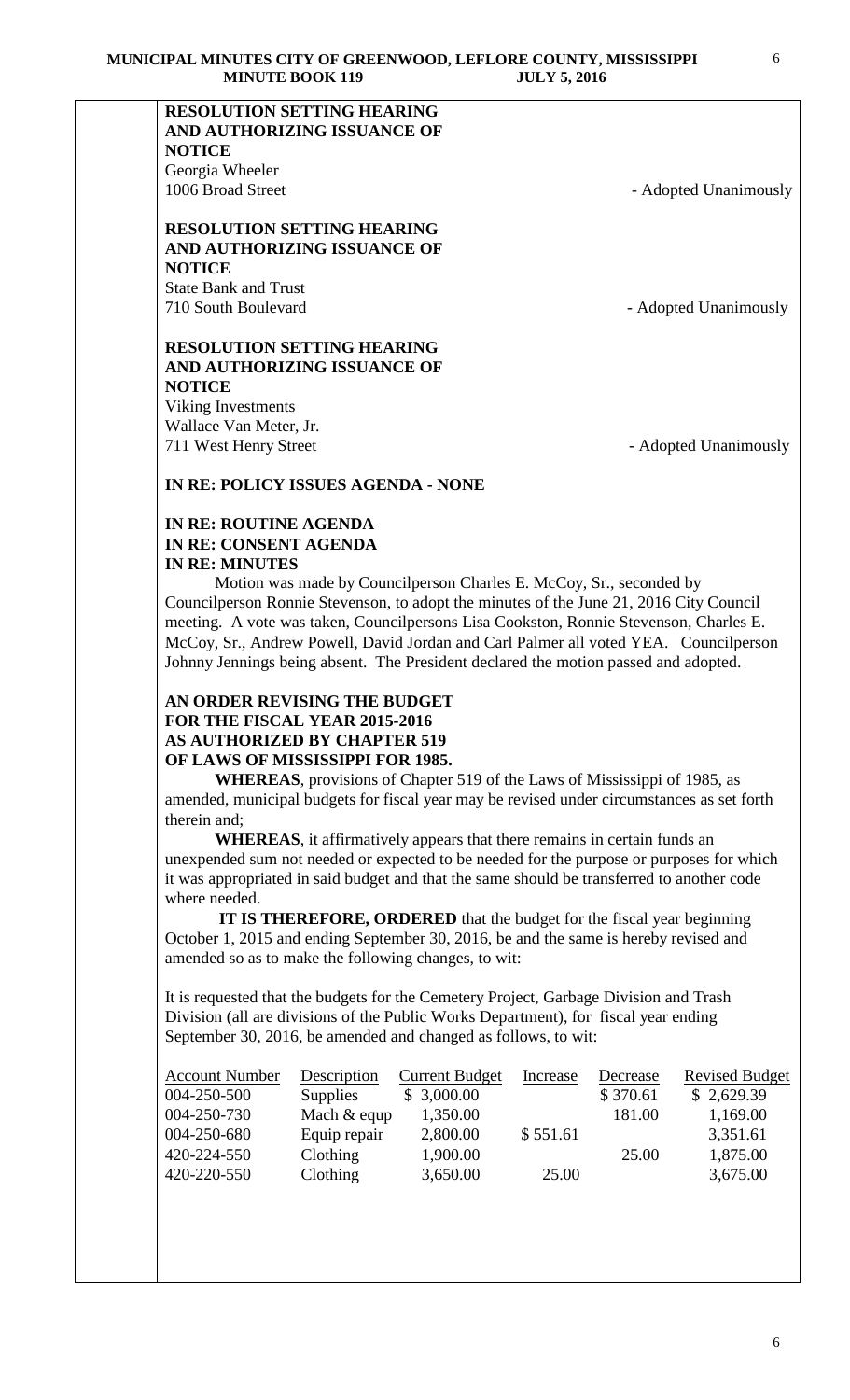**RESOLUTION SETTING HEARING AND AUTHORIZING ISSUANCE OF NOTICE**
Georgia Wheeler
1006 Broad Street - Adopted Unanimously

**RESOLUTION SETTING HEARING AND AUTHORIZING ISSUANCE OF NOTICE**
State Bank and Trust
710 South Boulevard - Adopted Unanimously

**RESOLUTION SETTING HEARING AND AUTHORIZING ISSUANCE OF NOTICE**
Viking Investments
Wallace Van Meter, Jr.
711 West Henry Street - Adopted Unanimously

**IN RE: POLICY ISSUES AGENDA - NONE**

**IN RE: ROUTINE AGENDA**
**IN RE: CONSENT AGENDA**
**IN RE: MINUTES**

Motion was made by Councilperson Charles E. McCoy, Sr., seconded by Councilperson Ronnie Stevenson, to adopt the minutes of the June 21, 2016 City Council meeting. A vote was taken, Councilpersons Lisa Cookston, Ronnie Stevenson, Charles E. McCoy, Sr., Andrew Powell, David Jordan and Carl Palmer all voted YEA. Councilperson Johnny Jennings being absent. The President declared the motion passed and adopted.

**AN ORDER REVISING THE BUDGET FOR THE FISCAL YEAR 2015-2016 AS AUTHORIZED BY CHAPTER 519 OF LAWS OF MISSISSIPPI FOR 1985.**

**WHEREAS**, provisions of Chapter 519 of the Laws of Mississippi of 1985, as amended, municipal budgets for fiscal year may be revised under circumstances as set forth therein and;

**WHEREAS**, it affirmatively appears that there remains in certain funds an unexpended sum not needed or expected to be needed for the purpose or purposes for which it was appropriated in said budget and that the same should be transferred to another code where needed.

**IT IS THEREFORE, ORDERED** that the budget for the fiscal year beginning October 1, 2015 and ending September 30, 2016, be and the same is hereby revised and amended so as to make the following changes, to wit:

It is requested that the budgets for the Cemetery Project, Garbage Division and Trash Division (all are divisions of the Public Works Department), for fiscal year ending September 30, 2016, be amended and changed as follows, to wit:

| Account Number | Description | Current Budget | Increase | Decrease | Revised Budget |
|---|---|---|---|---|---|
| 004-250-500 | Supplies | $ 3,000.00 | | $ 370.61 | $ 2,629.39 |
| 004-250-730 | Mach & equp | 1,350.00 | | 181.00 | 1,169.00 |
| 004-250-680 | Equip repair | 2,800.00 | $ 551.61 | | 3,351.61 |
| 420-224-550 | Clothing | 1,900.00 | | 25.00 | 1,875.00 |
| 420-220-550 | Clothing | 3,650.00 | 25.00 | | 3,675.00 |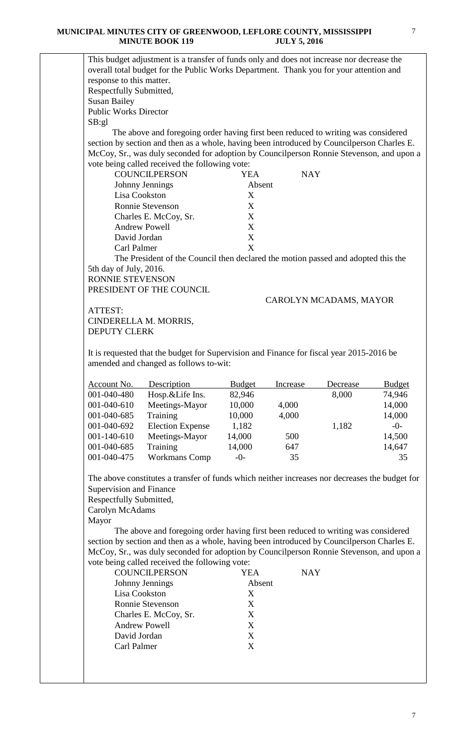This budget adjustment is a transfer of funds only and does not increase nor decrease the overall total budget for the Public Works Department. Thank you for your attention and response to this matter.

Respectfully Submitted,
Susan Bailey
Public Works Director
SB:gl

The above and foregoing order having first been reduced to writing was considered section by section and then as a whole, having been introduced by Councilperson Charles E. McCoy, Sr., was duly seconded for adoption by Councilperson Ronnie Stevenson, and upon a vote being called received the following vote:

| COUNCILPERSON | YEA | NAY |
|---|---|---|
| Johnny Jennings | Absent | |
| Lisa Cookston | X | |
| Ronnie Stevenson | X | |
| Charles E. McCoy, Sr. | X | |
| Andrew Powell | X | |
| David Jordan | X | |
| Carl Palmer | X | |

The President of the Council then declared the motion passed and adopted this the 5th day of July, 2016.

RONNIE STEVENSON
PRESIDENT OF THE COUNCIL

CAROLYN MCADAMS, MAYOR

ATTEST:
CINDERELLA M. MORRIS,
DEPUTY CLERK

It is requested that the budget for Supervision and Finance for fiscal year 2015-2016 be amended and changed as follows to-wit:

| Account No. | Description | Budget | Increase | Decrease | Budget |
|---|---|---|---|---|---|
| 001-040-480 | Hosp.&Life Ins. | 82,946 | | 8,000 | 74,946 |
| 001-040-610 | Meetings-Mayor | 10,000 | 4,000 | | 14,000 |
| 001-040-685 | Training | 10,000 | 4,000 | | 14,000 |
| 001-040-692 | Election Expense | 1,182 | | 1,182 | -0- |
| 001-140-610 | Meetings-Mayor | 14,000 | 500 | | 14,500 |
| 001-040-685 | Training | 14,000 | 647 | | 14,647 |
| 001-040-475 | Workmans Comp | -0- | 35 | | 35 |

The above constitutes a transfer of funds which neither increases nor decreases the budget for Supervision and Finance

Respectfully Submitted,
Carolyn McAdams
Mayor

The above and foregoing order having first been reduced to writing was considered section by section and then as a whole, having been introduced by Councilperson Charles E. McCoy, Sr., was duly seconded for adoption by Councilperson Ronnie Stevenson, and upon a vote being called received the following vote:

| COUNCILPERSON | YEA | NAY |
|---|---|---|
| Johnny Jennings | Absent | |
| Lisa Cookston | X | |
| Ronnie Stevenson | X | |
| Charles E. McCoy, Sr. | X | |
| Andrew Powell | X | |
| David Jordan | X | |
| Carl Palmer | X | |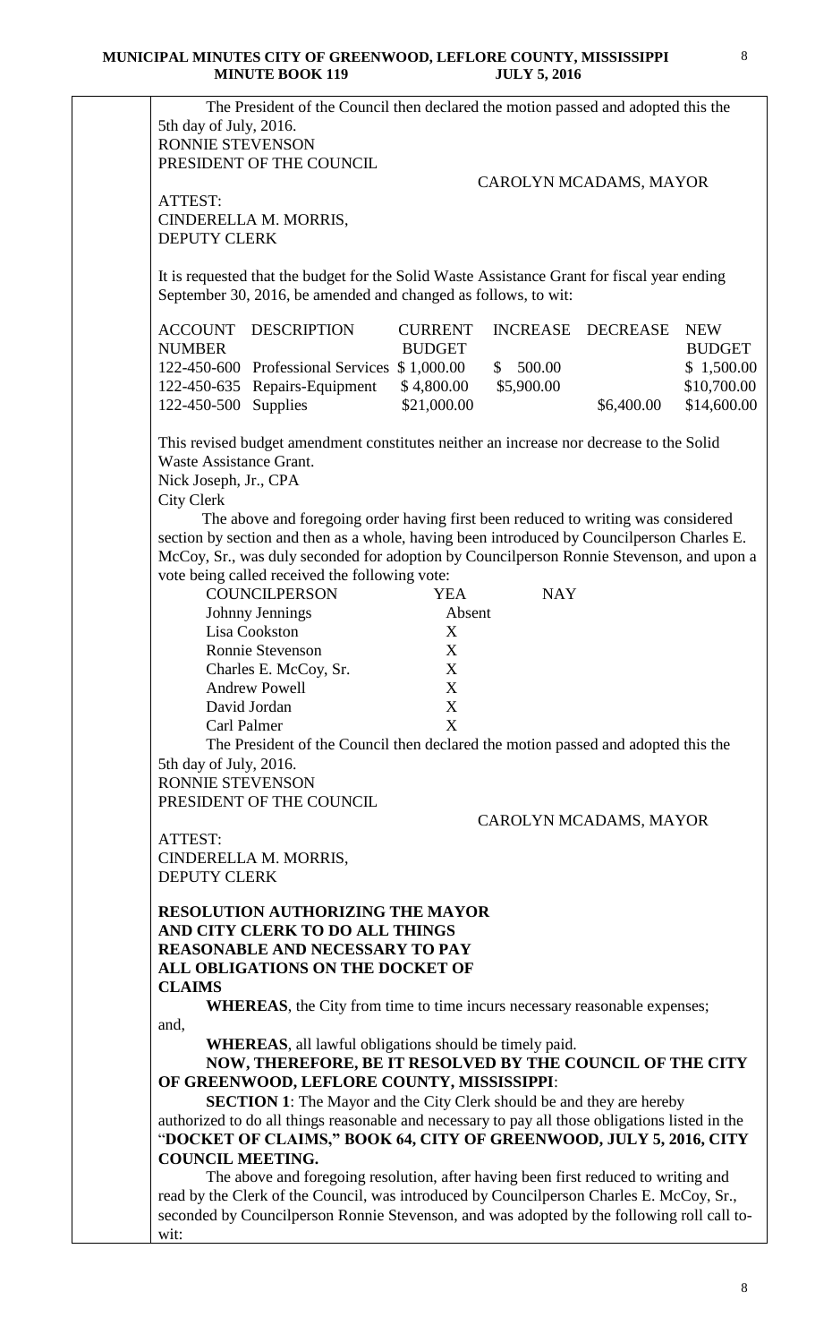The President of the Council then declared the motion passed and adopted this the 5th day of July, 2016.

RONNIE STEVENSON
PRESIDENT OF THE COUNCIL

CAROLYN MCADAMS, MAYOR

ATTEST:
CINDERELLA M. MORRIS,
DEPUTY CLERK

It is requested that the budget for the Solid Waste Assistance Grant for fiscal year ending September 30, 2016, be amended and changed as follows, to wit:

| ACCOUNT NUMBER | DESCRIPTION | CURRENT BUDGET | INCREASE | DECREASE | NEW BUDGET |
|---|---|---|---|---|---|
| 122-450-600 | Professional Services | $ 1,000.00 | $ 500.00 | | $ 1,500.00 |
| 122-450-635 | Repairs-Equipment | $ 4,800.00 | $5,900.00 | | $10,700.00 |
| 122-450-500 | Supplies | $21,000.00 | | $6,400.00 | $14,600.00 |

This revised budget amendment constitutes neither an increase nor decrease to the Solid Waste Assistance Grant.
Nick Joseph, Jr., CPA
City Clerk

The above and foregoing order having first been reduced to writing was considered section by section and then as a whole, having been introduced by Councilperson Charles E. McCoy, Sr., was duly seconded for adoption by Councilperson Ronnie Stevenson, and upon a vote being called received the following vote:

| COUNCILPERSON | YEA | NAY |
|---|---|---|
| Johnny Jennings | Absent | |
| Lisa Cookston | X | |
| Ronnie Stevenson | X | |
| Charles E. McCoy, Sr. | X | |
| Andrew Powell | X | |
| David Jordan | X | |
| Carl Palmer | X | |

The President of the Council then declared the motion passed and adopted this the 5th day of July, 2016.

RONNIE STEVENSON
PRESIDENT OF THE COUNCIL

CAROLYN MCADAMS, MAYOR

ATTEST:
CINDERELLA M. MORRIS,
DEPUTY CLERK

**RESOLUTION AUTHORIZING THE MAYOR AND CITY CLERK TO DO ALL THINGS REASONABLE AND NECESSARY TO PAY ALL OBLIGATIONS ON THE DOCKET OF CLAIMS**

**WHEREAS**, the City from time to time incurs necessary reasonable expenses; and,

**WHEREAS**, all lawful obligations should be timely paid.

**NOW, THEREFORE, BE IT RESOLVED BY THE COUNCIL OF THE CITY OF GREENWOOD, LEFLORE COUNTY, MISSISSIPPI**:

**SECTION 1**: The Mayor and the City Clerk should be and they are hereby authorized to do all things reasonable and necessary to pay all those obligations listed in the "**DOCKET OF CLAIMS," BOOK 64, CITY OF GREENWOOD, JULY 5, 2016, CITY COUNCIL MEETING.**

The above and foregoing resolution, after having been first reduced to writing and read by the Clerk of the Council, was introduced by Councilperson Charles E. McCoy, Sr., seconded by Councilperson Ronnie Stevenson, and was adopted by the following roll call to-wit: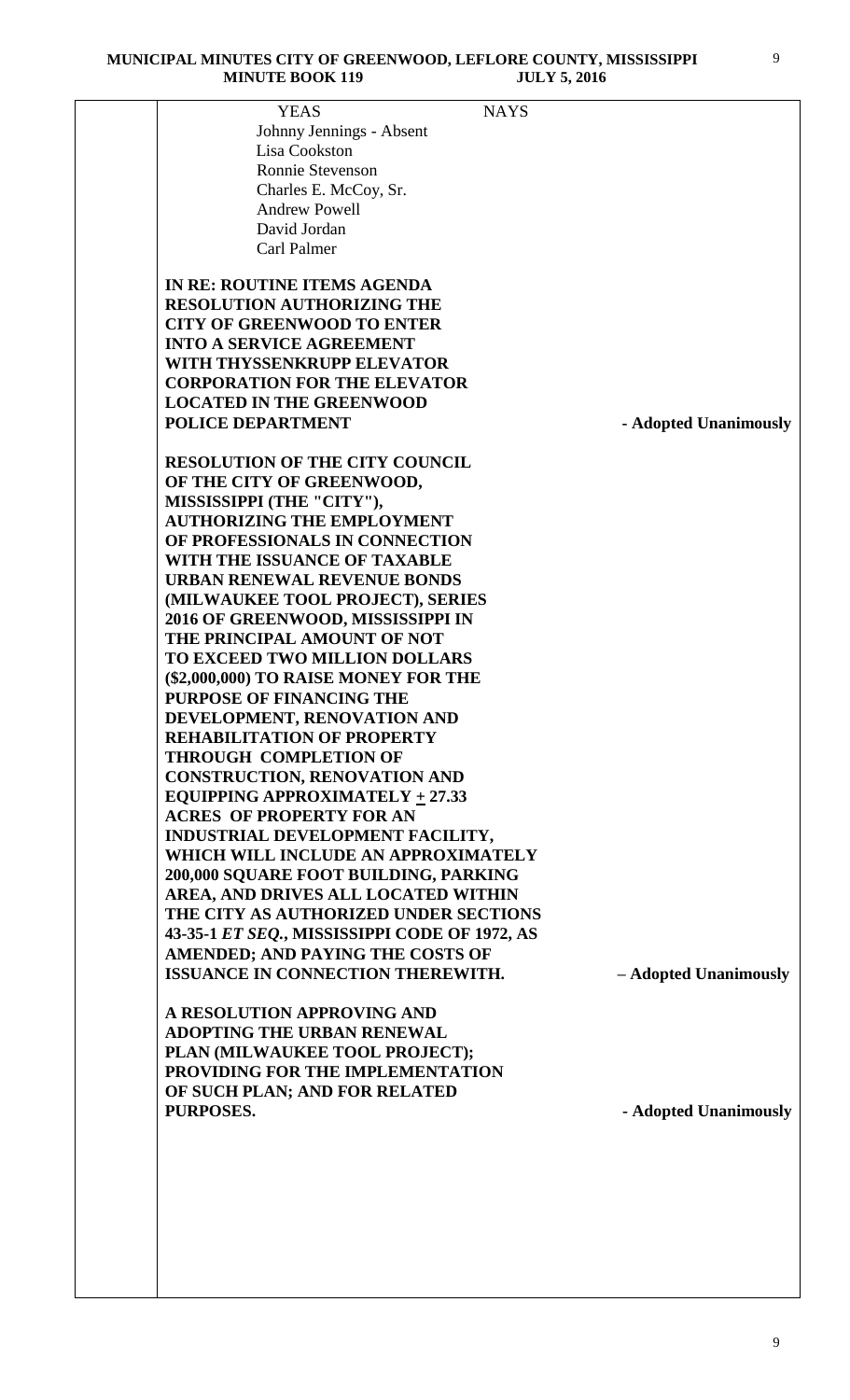| YEAS | NAYS |
|---|---|
| Johnny Jennings - Absent | |
| Lisa Cookston | |
| Ronnie Stevenson | |
| Charles E. McCoy, Sr. | |
| Andrew Powell | |
| David Jordan | |
| Carl Palmer | |

**IN RE: ROUTINE ITEMS AGENDA**

**RESOLUTION AUTHORIZING THE CITY OF GREENWOOD TO ENTER INTO A SERVICE AGREEMENT WITH THYSSENKRUPP ELEVATOR CORPORATION FOR THE ELEVATOR LOCATED IN THE GREENWOOD POLICE DEPARTMENT** - Adopted Unanimously

**RESOLUTION OF THE CITY COUNCIL OF THE CITY OF GREENWOOD, MISSISSIPPI (THE "CITY"), AUTHORIZING THE EMPLOYMENT OF PROFESSIONALS IN CONNECTION WITH THE ISSUANCE OF TAXABLE URBAN RENEWAL REVENUE BONDS (MILWAUKEE TOOL PROJECT), SERIES 2016 OF GREENWOOD, MISSISSIPPI IN THE PRINCIPAL AMOUNT OF NOT TO EXCEED TWO MILLION DOLLARS ($2,000,000) TO RAISE MONEY FOR THE PURPOSE OF FINANCING THE DEVELOPMENT, RENOVATION AND REHABILITATION OF PROPERTY THROUGH COMPLETION OF CONSTRUCTION, RENOVATION AND EQUIPPING APPROXIMATELY ± 27.33 ACRES OF PROPERTY FOR AN INDUSTRIAL DEVELOPMENT FACILITY, WHICH WILL INCLUDE AN APPROXIMATELY 200,000 SQUARE FOOT BUILDING, PARKING AREA, AND DRIVES ALL LOCATED WITHIN THE CITY AS AUTHORIZED UNDER SECTIONS 43-35-1 *ET SEQ.*, MISSISSIPPI CODE OF 1972, AS AMENDED; AND PAYING THE COSTS OF ISSUANCE IN CONNECTION THEREWITH.** – Adopted Unanimously

**A RESOLUTION APPROVING AND ADOPTING THE URBAN RENEWAL PLAN (MILWAUKEE TOOL PROJECT); PROVIDING FOR THE IMPLEMENTATION OF SUCH PLAN; AND FOR RELATED PURPOSES.** - Adopted Unanimously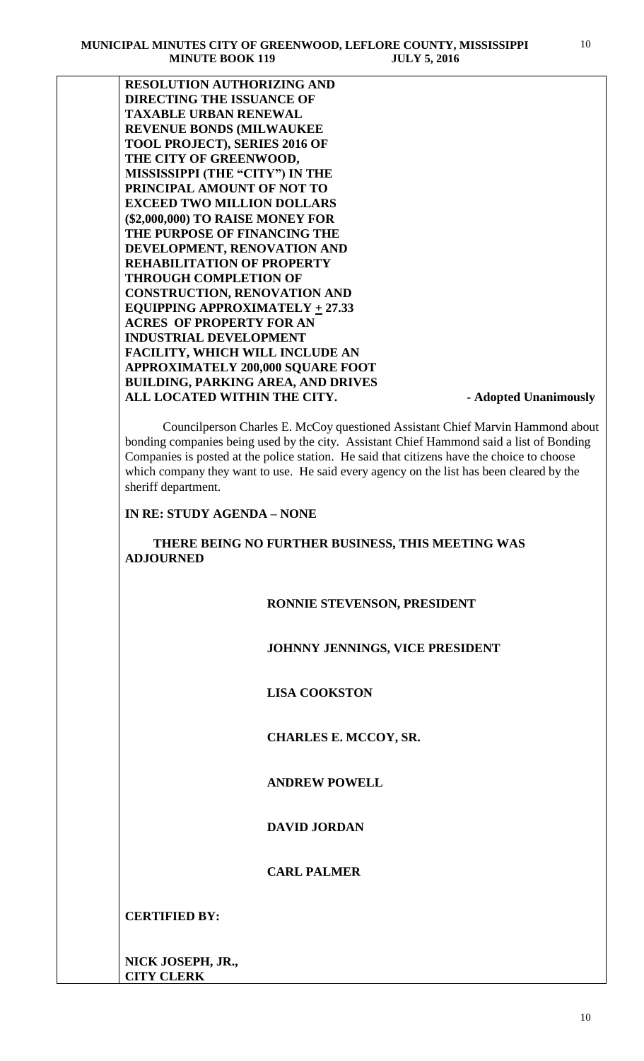**RESOLUTION AUTHORIZING AND DIRECTING THE ISSUANCE OF TAXABLE URBAN RENEWAL REVENUE BONDS (MILWAUKEE TOOL PROJECT), SERIES 2016 OF THE CITY OF GREENWOOD, MISSISSIPPI (THE "CITY") IN THE PRINCIPAL AMOUNT OF NOT TO EXCEED TWO MILLION DOLLARS ($2,000,000) TO RAISE MONEY FOR THE PURPOSE OF FINANCING THE DEVELOPMENT, RENOVATION AND REHABILITATION OF PROPERTY THROUGH COMPLETION OF CONSTRUCTION, RENOVATION AND EQUIPPING APPROXIMATELY ± 27.33 ACRES OF PROPERTY FOR AN INDUSTRIAL DEVELOPMENT FACILITY, WHICH WILL INCLUDE AN APPROXIMATELY 200,000 SQUARE FOOT BUILDING, PARKING AREA, AND DRIVES ALL LOCATED WITHIN THE CITY.** **- Adopted Unanimously**

Councilperson Charles E. McCoy questioned Assistant Chief Marvin Hammond about bonding companies being used by the city. Assistant Chief Hammond said a list of Bonding Companies is posted at the police station. He said that citizens have the choice to choose which company they want to use. He said every agency on the list has been cleared by the sheriff department.

**IN RE: STUDY AGENDA – NONE**

**THERE BEING NO FURTHER BUSINESS, THIS MEETING WAS ADJOURNED**

**RONNIE STEVENSON, PRESIDENT**

**JOHNNY JENNINGS, VICE PRESIDENT**

**LISA COOKSTON**

**CHARLES E. MCCOY, SR.**

**ANDREW POWELL**

**DAVID JORDAN**

**CARL PALMER**

**CERTIFIED BY:**

**NICK JOSEPH, JR.,**
**CITY CLERK**